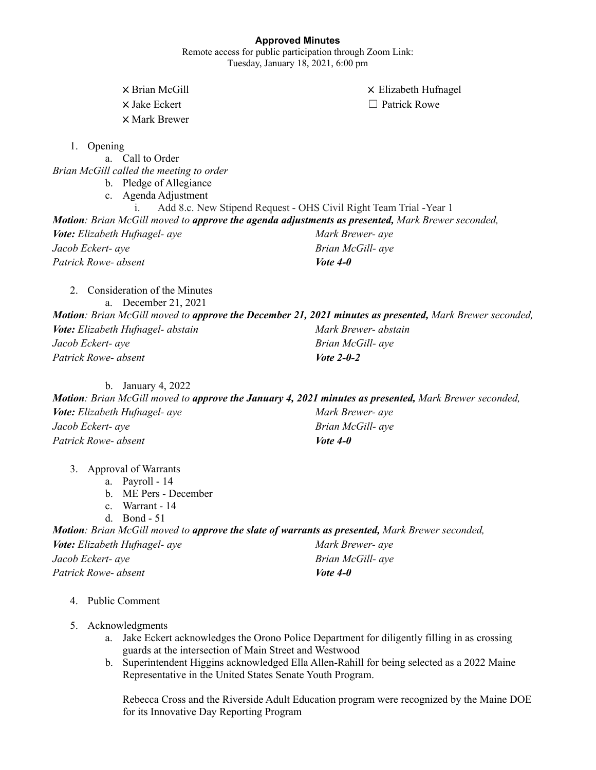**Approved Minutes**

Remote access for public participation through Zoom Link:
Tuesday, January 18, 2021, 6:00 pm

⨯ Brian McGill
⨯ Jake Eckert
⨯ Mark Brewer
⨯ Elizabeth Hufnagel
☐ Patrick Rowe

1. Opening
    a. Call to Order

*Brian McGill called the meeting to order*

    b. Pledge of Allegiance
    c. Agenda Adjustment
        i. Add 8.c. New Stipend Request - OHS Civil Right Team Trial -Year 1

***Motion**: Brian McGill moved to **approve the agenda adjustments as presented,** Mark Brewer seconded,*

| | |
|---|---|
| ***Vote:** Elizabeth Hufnagel- aye* | *Mark Brewer- aye* |
| *Jacob Eckert- aye* | *Brian McGill- aye* |
| *Patrick Rowe- absent* | ***Vote 4-0*** |

2. Consideration of the Minutes
    a. December 21, 2021

***Motion**: Brian McGill moved to **approve the December 21, 2021 minutes as presented,** Mark Brewer seconded,*

| | |
|---|---|
| ***Vote:** Elizabeth Hufnagel- abstain* | *Mark Brewer- abstain* |
| *Jacob Eckert- aye* | *Brian McGill- aye* |
| *Patrick Rowe- absent* | ***Vote 2-0-2*** |

    b. January 4, 2022

***Motion**: Brian McGill moved to **approve the January 4, 2021 minutes as presented,** Mark Brewer seconded,*

| | |
|---|---|
| ***Vote:** Elizabeth Hufnagel- aye* | *Mark Brewer- aye* |
| *Jacob Eckert- aye* | *Brian McGill- aye* |
| *Patrick Rowe- absent* | ***Vote 4-0*** |

3. Approval of Warrants
    a. Payroll - 14
    b. ME Pers - December
    c. Warrant - 14
    d. Bond - 51

***Motion**: Brian McGill moved to **approve the slate of warrants as presented,** Mark Brewer seconded,*

| | |
|---|---|
| ***Vote:** Elizabeth Hufnagel- aye* | *Mark Brewer- aye* |
| *Jacob Eckert- aye* | *Brian McGill- aye* |
| *Patrick Rowe- absent* | ***Vote 4-0*** |

4. Public Comment

5. Acknowledgments
    a. Jake Eckert acknowledges the Orono Police Department for diligently filling in as crossing guards at the intersection of Main Street and Westwood
    b. Superintendent Higgins acknowledged Ella Allen-Rahill for being selected as a 2022 Maine Representative in the United States Senate Youth Program.

    Rebecca Cross and the Riverside Adult Education program were recognized by the Maine DOE for its Innovative Day Reporting Program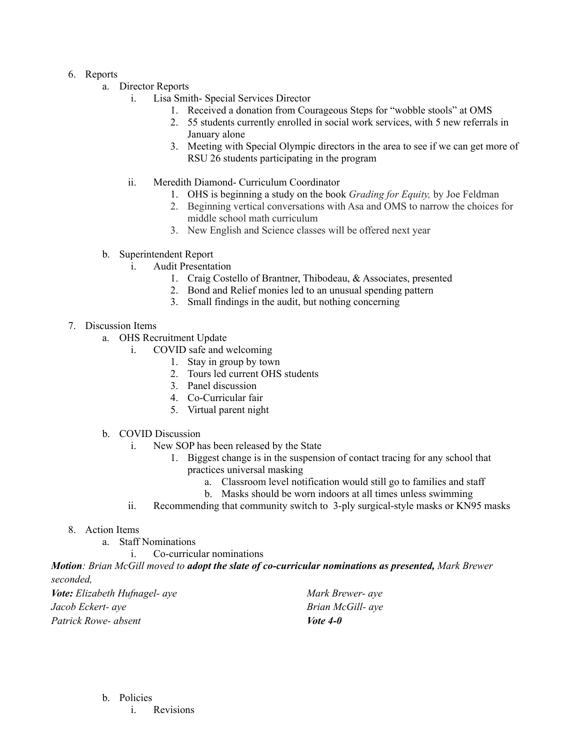6. Reports
    a. Director Reports
        i. Lisa Smith- Special Services Director
            1. Received a donation from Courageous Steps for "wobble stools" at OMS
            2. 55 students currently enrolled in social work services, with 5 new referrals in January alone
            3. Meeting with Special Olympic directors in the area to see if we can get more of RSU 26 students participating in the program

        ii. Meredith Diamond- Curriculum Coordinator
            1. OHS is beginning a study on the book *Grading for Equity,* by Joe Feldman
            2. Beginning vertical conversations with Asa and OMS to narrow the choices for middle school math curriculum
            3. New English and Science classes will be offered next year

    b. Superintendent Report
        i. Audit Presentation
            1. Craig Costello of Brantner, Thibodeau, & Associates, presented
            2. Bond and Relief monies led to an unusual spending pattern
            3. Small findings in the audit, but nothing concerning

7. Discussion Items
    a. OHS Recruitment Update
        i. COVID safe and welcoming
            1. Stay in group by town
            2. Tours led current OHS students
            3. Panel discussion
            4. Co-Curricular fair
            5. Virtual parent night

    b. COVID Discussion
        i. New SOP has been released by the State
            1. Biggest change is in the suspension of contact tracing for any school that practices universal masking
                a. Classroom level notification would still go to families and staff
                b. Masks should be worn indoors at all times unless swimming
        ii. Recommending that community switch to 3-ply surgical-style masks or KN95 masks

8. Action Items
    a. Staff Nominations
        i. Co-curricular nominations

***Motion****: Brian McGill moved to* ***adopt the slate of co-curricular nominations as presented,*** *Mark Brewer seconded,*

***Vote:*** *Elizabeth Hufnagel- aye*
*Jacob Eckert- aye*
*Patrick Rowe- absent*
*Mark Brewer- aye*
*Brian McGill- aye*
***Vote 4-0***

    b. Policies
        i. Revisions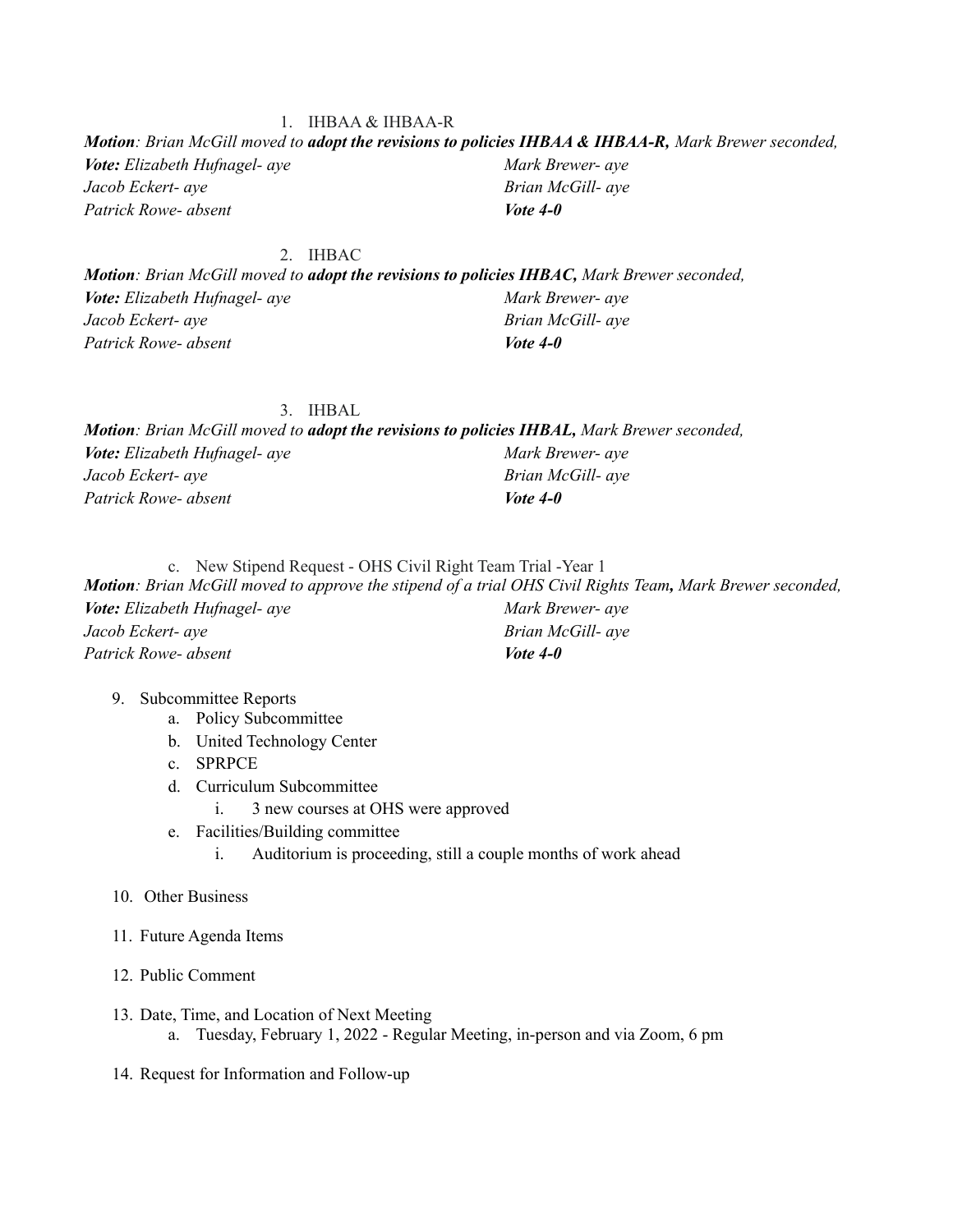1. IHBAA & IHBAA-R

***Motion***: *Brian McGill moved to* ***adopt the revisions to policies IHBAA & IHBAA-R,*** *Mark Brewer seconded,*

***Vote:*** *Elizabeth Hufnagel- aye*
*Jacob Eckert- aye*
*Patrick Rowe- absent*
*Mark Brewer- aye*
*Brian McGill- aye*
***Vote 4-0***

2. IHBAC

***Motion***: *Brian McGill moved to* ***adopt the revisions to policies IHBAC,*** *Mark Brewer seconded,*

***Vote:*** *Elizabeth Hufnagel- aye*
*Jacob Eckert- aye*
*Patrick Rowe- absent*
*Mark Brewer- aye*
*Brian McGill- aye*
***Vote 4-0***

3. IHBAL

***Motion***: *Brian McGill moved to* ***adopt the revisions to policies IHBAL,*** *Mark Brewer seconded,*

***Vote:*** *Elizabeth Hufnagel- aye*
*Jacob Eckert- aye*
*Patrick Rowe- absent*
*Mark Brewer- aye*
*Brian McGill- aye*
***Vote 4-0***

c. New Stipend Request - OHS Civil Right Team Trial -Year 1

***Motion***: *Brian McGill moved to approve the stipend of a trial OHS Civil Rights Team****,*** *Mark Brewer seconded,*

***Vote:*** *Elizabeth Hufnagel- aye*
*Jacob Eckert- aye*
*Patrick Rowe- absent*
*Mark Brewer- aye*
*Brian McGill- aye*
***Vote 4-0***

9. Subcommittee Reports
   a. Policy Subcommittee
   b. United Technology Center
   c. SPRPCE
   d. Curriculum Subcommittee
      i. 3 new courses at OHS were approved
   e. Facilities/Building committee
      i. Auditorium is proceeding, still a couple months of work ahead

10. Other Business

11. Future Agenda Items

12. Public Comment

13. Date, Time, and Location of Next Meeting
    a. Tuesday, February 1, 2022 - Regular Meeting, in-person and via Zoom, 6 pm

14. Request for Information and Follow-up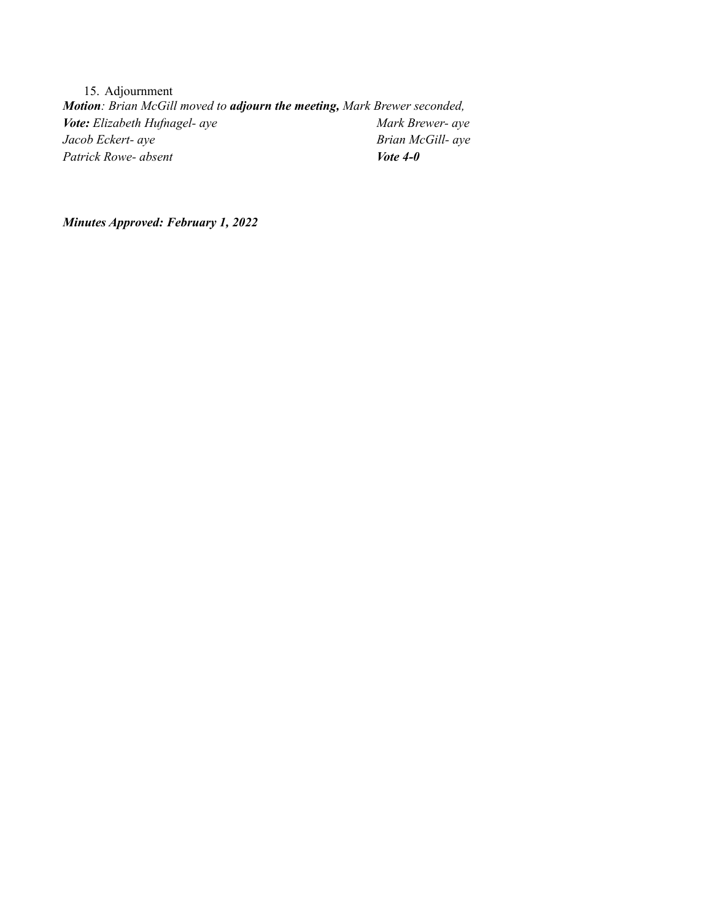15. Adjournment

***Motion**: Brian McGill moved to **adjourn the meeting,** Mark Brewer seconded,*

| | |
|---|---|
| ***Vote:** Elizabeth Hufnagel- aye* | *Mark Brewer- aye* |
| *Jacob Eckert- aye* | *Brian McGill- aye* |
| *Patrick Rowe- absent* | ***Vote 4-0*** |

***Minutes Approved: February 1, 2022***